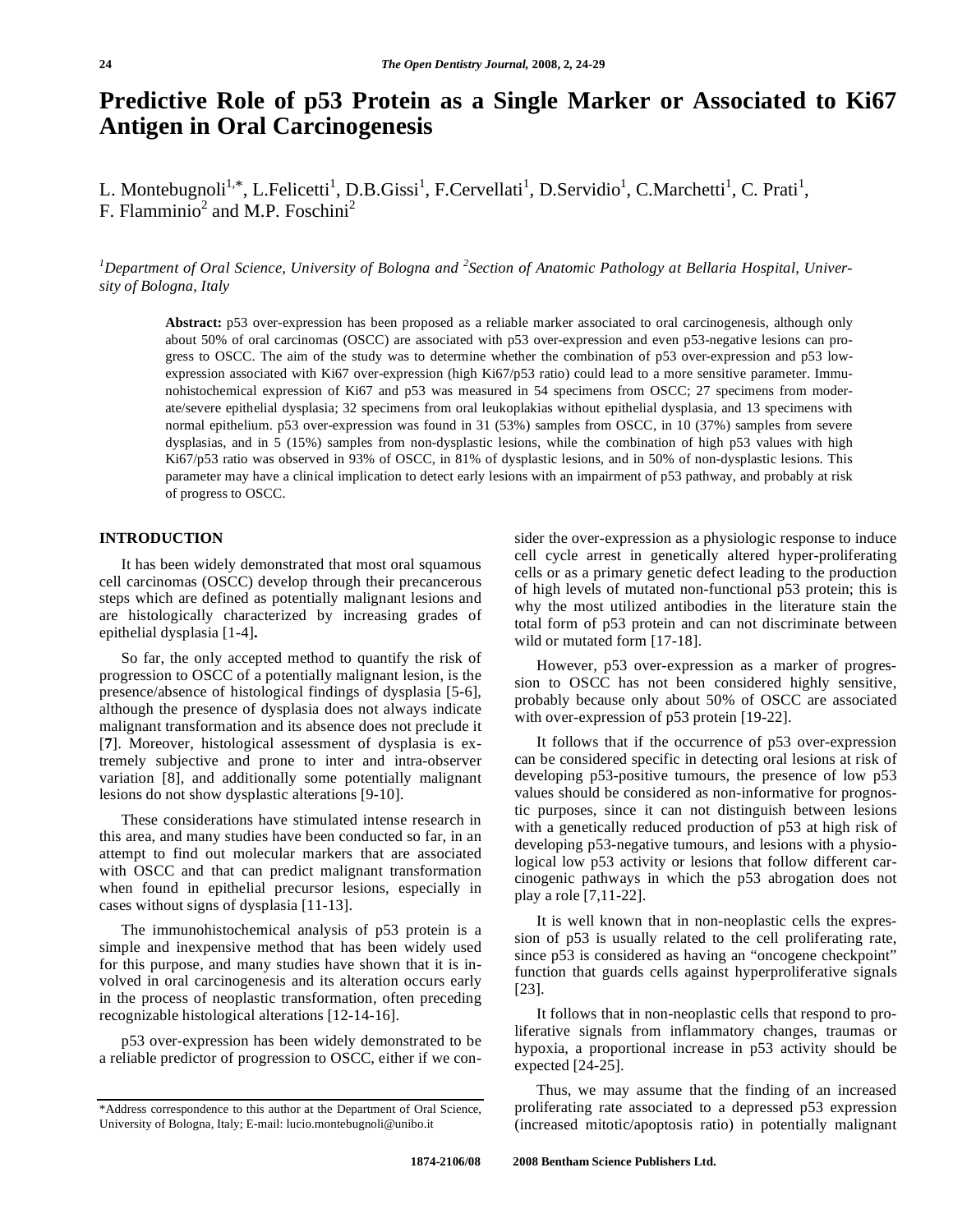# Predictive Role of p53 Protein as a Single Marker or Associated to Ki67 Antigen in Oral Carcinogenesis

L. Montebugnoli[1,*], L.Felicetti[1], D.B.Gissi[1], F.Cervellati[1], D.Servidio[1], C.Marchetti[1], C. Prati[1], F. Flamminio[2] and M.P. Foschini[2]

*[1]Department of Oral Science, University of Bologna and [2]Section of Anatomic Pathology at Bellaria Hospital, University of Bologna, Italy*

**Abstract:** p53 over-expression has been proposed as a reliable marker associated to oral carcinogenesis, although only about 50% of oral carcinomas (OSCC) are associated with p53 over-expression and even p53-negative lesions can progress to OSCC. The aim of the study was to determine whether the combination of p53 over-expression and p53 low-expression associated with Ki67 over-expression (high Ki67/p53 ratio) could lead to a more sensitive parameter. Immunohistochemical expression of Ki67 and p53 was measured in 54 specimens from OSCC; 27 specimens from moderate/severe epithelial dysplasia; 32 specimens from oral leukoplakias without epithelial dysplasia, and 13 specimens with normal epithelium. p53 over-expression was found in 31 (53%) samples from OSCC, in 10 (37%) samples from severe dysplasias, and in 5 (15%) samples from non-dysplastic lesions, while the combination of high p53 values with high Ki67/p53 ratio was observed in 93% of OSCC, in 81% of dysplastic lesions, and in 50% of non-dysplastic lesions. This parameter may have a clinical implication to detect early lesions with an impairment of p53 pathway, and probably at risk of progress to OSCC.

## INTRODUCTION

It has been widely demonstrated that most oral squamous cell carcinomas (OSCC) develop through their precancerous steps which are defined as potentially malignant lesions and are histologically characterized by increasing grades of epithelial dysplasia [1-4].

So far, the only accepted method to quantify the risk of progression to OSCC of a potentially malignant lesion, is the presence/absence of histological findings of dysplasia [5-6], although the presence of dysplasia does not always indicate malignant transformation and its absence does not preclude it [7]. Moreover, histological assessment of dysplasia is extremely subjective and prone to inter and intra-observer variation [8], and additionally some potentially malignant lesions do not show dysplastic alterations [9-10].

These considerations have stimulated intense research in this area, and many studies have been conducted so far, in an attempt to find out molecular markers that are associated with OSCC and that can predict malignant transformation when found in epithelial precursor lesions, especially in cases without signs of dysplasia [11-13].

The immunohistochemical analysis of p53 protein is a simple and inexpensive method that has been widely used for this purpose, and many studies have shown that it is involved in oral carcinogenesis and its alteration occurs early in the process of neoplastic transformation, often preceding recognizable histological alterations [12-14-16].

p53 over-expression has been widely demonstrated to be a reliable predictor of progression to OSCC, either if we consider the over-expression as a physiologic response to induce cell cycle arrest in genetically altered hyper-proliferating cells or as a primary genetic defect leading to the production of high levels of mutated non-functional p53 protein; this is why the most utilized antibodies in the literature stain the total form of p53 protein and can not discriminate between wild or mutated form [17-18].

However, p53 over-expression as a marker of progression to OSCC has not been considered highly sensitive, probably because only about 50% of OSCC are associated with over-expression of p53 protein [19-22].

It follows that if the occurrence of p53 over-expression can be considered specific in detecting oral lesions at risk of developing p53-positive tumours, the presence of low p53 values should be considered as non-informative for prognostic purposes, since it can not distinguish between lesions with a genetically reduced production of p53 at high risk of developing p53-negative tumours, and lesions with a physiological low p53 activity or lesions that follow different carcinogenic pathways in which the p53 abrogation does not play a role [7,11-22].

It is well known that in non-neoplastic cells the expression of p53 is usually related to the cell proliferating rate, since p53 is considered as having an "oncogene checkpoint" function that guards cells against hyperproliferative signals [23].

It follows that in non-neoplastic cells that respond to proliferative signals from inflammatory changes, traumas or hypoxia, a proportional increase in p53 activity should be expected [24-25].

Thus, we may assume that the finding of an increased proliferating rate associated to a depressed p53 expression (increased mitotic/apoptosis ratio) in potentially malignant

*Address correspondence to this author at the Department of Oral Science, University of Bologna, Italy; E-mail: lucio.montebugnoli@unibo.it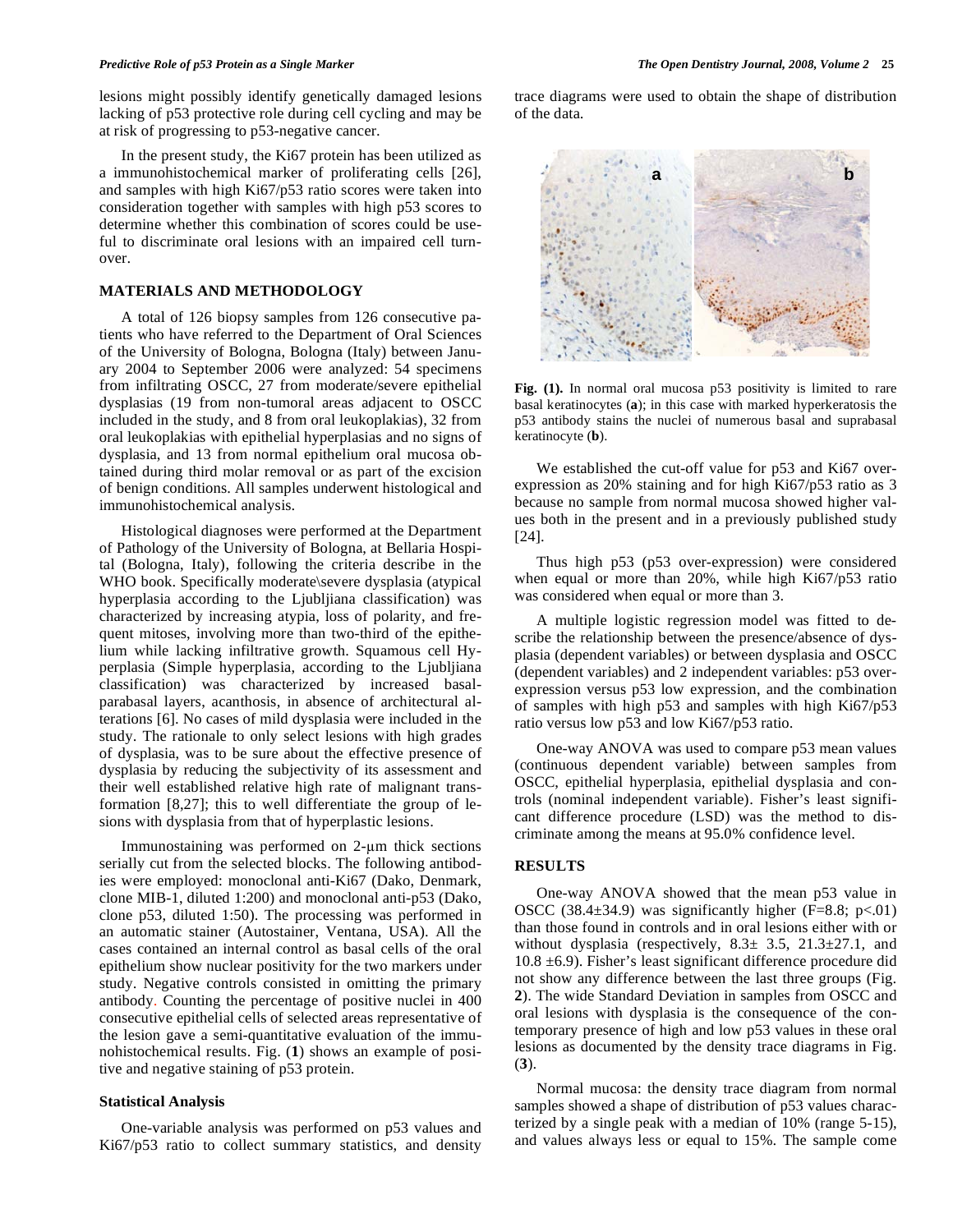lesions might possibly identify genetically damaged lesions lacking of p53 protective role during cell cycling and may be at risk of progressing to p53-negative cancer.

In the present study, the Ki67 protein has been utilized as a immunohistochemical marker of proliferating cells [26], and samples with high Ki67/p53 ratio scores were taken into consideration together with samples with high p53 scores to determine whether this combination of scores could be useful to discriminate oral lesions with an impaired cell turnover.

## MATERIALS AND METHODOLOGY

A total of 126 biopsy samples from 126 consecutive patients who have referred to the Department of Oral Sciences of the University of Bologna, Bologna (Italy) between January 2004 to September 2006 were analyzed: 54 specimens from infiltrating OSCC, 27 from moderate/severe epithelial dysplasias (19 from non-tumoral areas adjacent to OSCC included in the study, and 8 from oral leukoplakias), 32 from oral leukoplakias with epithelial hyperplasias and no signs of dysplasia, and 13 from normal epithelium oral mucosa obtained during third molar removal or as part of the excision of benign conditions. All samples underwent histological and immunohistochemical analysis.

Histological diagnoses were performed at the Department of Pathology of the University of Bologna, at Bellaria Hospital (Bologna, Italy), following the criteria describe in the WHO book. Specifically moderate\severe dysplasia (atypical hyperplasia according to the Ljubljiana classification) was characterized by increasing atypia, loss of polarity, and frequent mitoses, involving more than two-third of the epithelium while lacking infiltrative growth. Squamous cell Hyperplasia (Simple hyperplasia, according to the Ljubljiana classification) was characterized by increased basal-parabasal layers, acanthosis, in absence of architectural alterations [6]. No cases of mild dysplasia were included in the study. The rationale to only select lesions with high grades of dysplasia, was to be sure about the effective presence of dysplasia by reducing the subjectivity of its assessment and their well established relative high rate of malignant transformation [8,27]; this to well differentiate the group of lesions with dysplasia from that of hyperplastic lesions.

Immunostaining was performed on 2-μm thick sections serially cut from the selected blocks. The following antibodies were employed: monoclonal anti-Ki67 (Dako, Denmark, clone MIB-1, diluted 1:200) and monoclonal anti-p53 (Dako, clone p53, diluted 1:50). The processing was performed in an automatic stainer (Autostainer, Ventana, USA). All the cases contained an internal control as basal cells of the oral epithelium show nuclear positivity for the two markers under study. Negative controls consisted in omitting the primary antibody. Counting the percentage of positive nuclei in 400 consecutive epithelial cells of selected areas representative of the lesion gave a semi-quantitative evaluation of the immunohistochemical results. Fig. (**1**) shows an example of positive and negative staining of p53 protein.

### Statistical Analysis

One-variable analysis was performed on p53 values and Ki67/p53 ratio to collect summary statistics, and density trace diagrams were used to obtain the shape of distribution of the data.

**Fig. (1).** In normal oral mucosa p53 positivity is limited to rare basal keratinocytes (**a**); in this case with marked hyperkeratosis the p53 antibody stains the nuclei of numerous basal and suprabasal keratinocyte (**b**).

We established the cut-off value for p53 and Ki67 over-expression as 20% staining and for high Ki67/p53 ratio as 3 because no sample from normal mucosa showed higher values both in the present and in a previously published study [24].

Thus high p53 (p53 over-expression) were considered when equal or more than 20%, while high Ki67/p53 ratio was considered when equal or more than 3.

A multiple logistic regression model was fitted to describe the relationship between the presence/absence of dysplasia (dependent variables) or between dysplasia and OSCC (dependent variables) and 2 independent variables: p53 over-expression versus p53 low expression, and the combination of samples with high p53 and samples with high Ki67/p53 ratio versus low p53 and low Ki67/p53 ratio.

One-way ANOVA was used to compare p53 mean values (continuous dependent variable) between samples from OSCC, epithelial hyperplasia, epithelial dysplasia and controls (nominal independent variable). Fisher's least significant difference procedure (LSD) was the method to discriminate among the means at 95.0% confidence level.

## RESULTS

One-way ANOVA showed that the mean p53 value in OSCC ($38.4 \pm 34.9$) was significantly higher ($F=8.8$; $p<.01$) than those found in controls and in oral lesions either with or without dysplasia (respectively, $8.3 \pm 3.5$, $21.3 \pm 27.1$, and $10.8 \pm 6.9$). Fisher's least significant difference procedure did not show any difference between the last three groups (Fig. **2**). The wide Standard Deviation in samples from OSCC and oral lesions with dysplasia is the consequence of the contemporary presence of high and low p53 values in these oral lesions as documented by the density trace diagrams in Fig. (**3**).

Normal mucosa: the density trace diagram from normal samples showed a shape of distribution of p53 values characterized by a single peak with a median of 10% (range 5-15), and values always less or equal to 15%. The sample come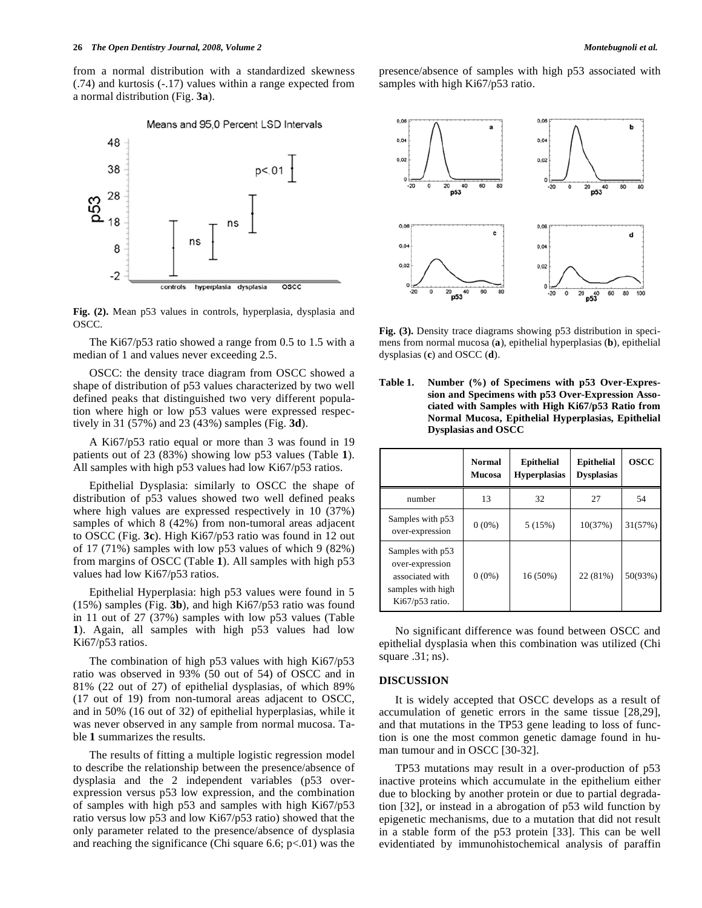from a normal distribution with a standardized skewness (.74) and kurtosis (-.17) values within a range expected from a normal distribution (Fig. **3a**).

**Fig. (2).** Mean p53 values in controls, hyperplasia, dysplasia and OSCC.

The Ki67/p53 ratio showed a range from 0.5 to 1.5 with a median of 1 and values never exceeding 2.5.

OSCC: the density trace diagram from OSCC showed a shape of distribution of p53 values characterized by two well defined peaks that distinguished two very different population where high or low p53 values were expressed respectively in 31 (57%) and 23 (43%) samples (Fig. **3d**).

A Ki67/p53 ratio equal or more than 3 was found in 19 patients out of 23 (83%) showing low p53 values (Table **1**). All samples with high p53 values had low Ki67/p53 ratios.

Epithelial Dysplasia: similarly to OSCC the shape of distribution of p53 values showed two well defined peaks where high values are expressed respectively in 10 (37%) samples of which 8 (42%) from non-tumoral areas adjacent to OSCC (Fig. **3c**). High Ki67/p53 ratio was found in 12 out of 17 (71%) samples with low p53 values of which 9 (82%) from margins of OSCC (Table **1**). All samples with high p53 values had low Ki67/p53 ratios.

Epithelial Hyperplasia: high p53 values were found in 5 (15%) samples (Fig. **3b**), and high Ki67/p53 ratio was found in 11 out of 27 (37%) samples with low p53 values (Table **1**). Again, all samples with high p53 values had low Ki67/p53 ratios.

The combination of high p53 values with high Ki67/p53 ratio was observed in 93% (50 out of 54) of OSCC and in 81% (22 out of 27) of epithelial dysplasias, of which 89% (17 out of 19) from non-tumoral areas adjacent to OSCC, and in 50% (16 out of 32) of epithelial hyperplasias, while it was never observed in any sample from normal mucosa. Table **1** summarizes the results.

The results of fitting a multiple logistic regression model to describe the relationship between the presence/absence of dysplasia and the 2 independent variables (p53 overexpression versus p53 low expression, and the combination of samples with high p53 and samples with high Ki67/p53 ratio versus low p53 and low Ki67/p53 ratio) showed that the only parameter related to the presence/absence of dysplasia and reaching the significance (Chi square 6.6; $p<.01$) was the presence/absence of samples with high p53 associated with samples with high Ki67/p53 ratio.

**Fig. (3).** Density trace diagrams showing p53 distribution in specimens from normal mucosa (**a**), epithelial hyperplasias (**b**), epithelial dysplasias (**c**) and OSCC (**d**).

**Table 1. Number (%) of Specimens with p53 Over-Expression and Specimens with p53 Over-Expression Associated with Samples with High Ki67/p53 Ratio from Normal Mucosa, Epithelial Hyperplasias, Epithelial Dysplasias and OSCC**

| | Normal Mucosa | Epithelial Hyperplasias | Epithelial Dysplasias | OSCC |
|---|---|---|---|---|
| number | 13 | 32 | 27 | 54 |
| Samples with p53 over-expression | 0 (0%) | 5 (15%) | 10(37%) | 31(57%) |
| Samples with p53 over-expression associated with samples with high Ki67/p53 ratio. | 0 (0%) | 16 (50%) | 22 (81%) | 50(93%) |

No significant difference was found between OSCC and epithelial dysplasia when this combination was utilized (Chi square .31; ns).

## DISCUSSION

It is widely accepted that OSCC develops as a result of accumulation of genetic errors in the same tissue [28,29], and that mutations in the TP53 gene leading to loss of function is one the most common genetic damage found in human tumour and in OSCC [30-32].

TP53 mutations may result in a over-production of p53 inactive proteins which accumulate in the epithelium either due to blocking by another protein or due to partial degradation [32], or instead in a abrogation of p53 wild function by epigenetic mechanisms, due to a mutation that did not result in a stable form of the p53 protein [33]. This can be well evidentiated by immunohistochemical analysis of paraffin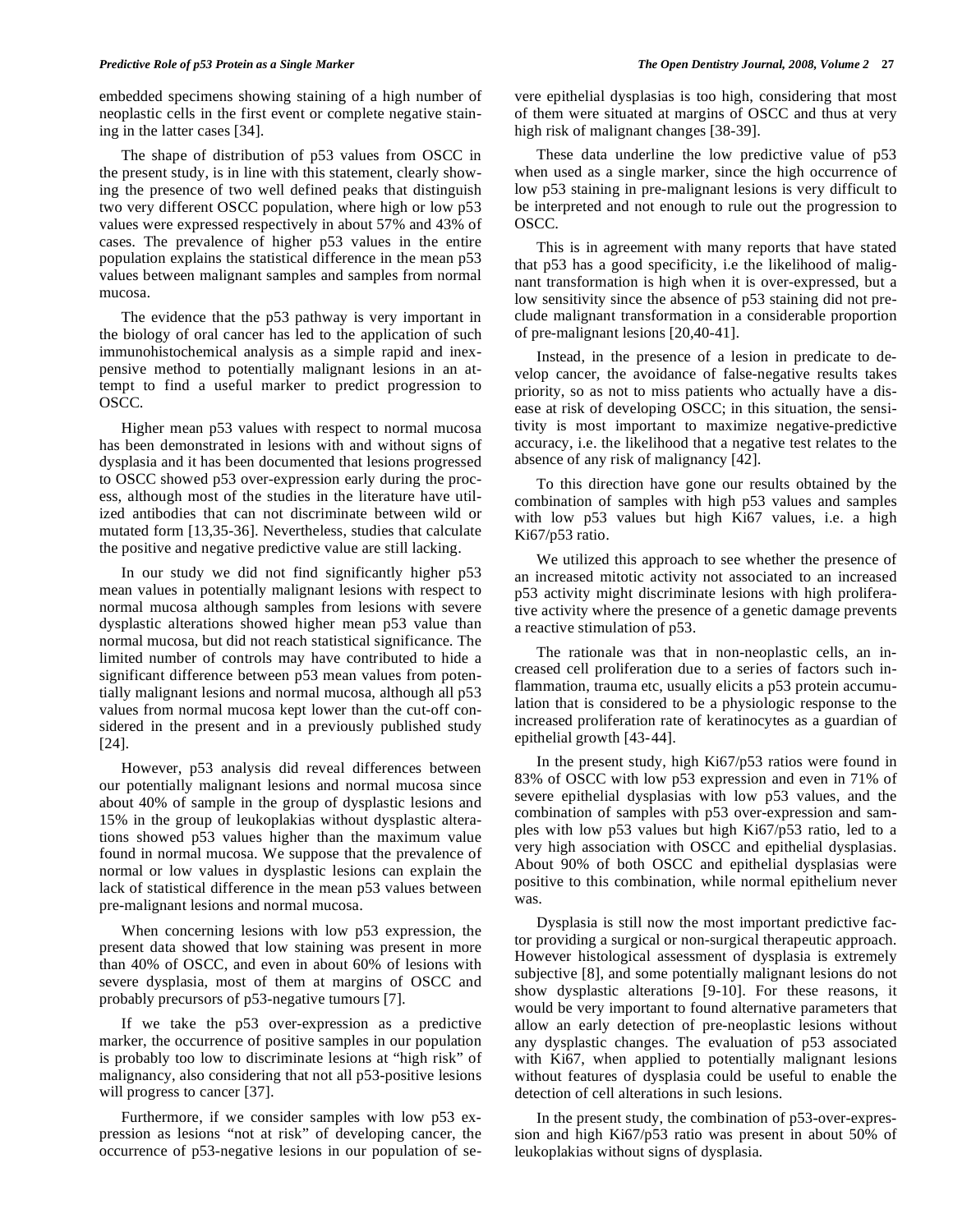embedded specimens showing staining of a high number of neoplastic cells in the first event or complete negative staining in the latter cases [34].

The shape of distribution of p53 values from OSCC in the present study, is in line with this statement, clearly showing the presence of two well defined peaks that distinguish two very different OSCC population, where high or low p53 values were expressed respectively in about 57% and 43% of cases. The prevalence of higher p53 values in the entire population explains the statistical difference in the mean p53 values between malignant samples and samples from normal mucosa.

The evidence that the p53 pathway is very important in the biology of oral cancer has led to the application of such immunohistochemical analysis as a simple rapid and inexpensive method to potentially malignant lesions in an attempt to find a useful marker to predict progression to OSCC.

Higher mean p53 values with respect to normal mucosa has been demonstrated in lesions with and without signs of dysplasia and it has been documented that lesions progressed to OSCC showed p53 over-expression early during the process, although most of the studies in the literature have utilized antibodies that can not discriminate between wild or mutated form [13,35-36]. Nevertheless, studies that calculate the positive and negative predictive value are still lacking.

In our study we did not find significantly higher p53 mean values in potentially malignant lesions with respect to normal mucosa although samples from lesions with severe dysplastic alterations showed higher mean p53 value than normal mucosa, but did not reach statistical significance. The limited number of controls may have contributed to hide a significant difference between p53 mean values from potentially malignant lesions and normal mucosa, although all p53 values from normal mucosa kept lower than the cut-off considered in the present and in a previously published study [24].

However, p53 analysis did reveal differences between our potentially malignant lesions and normal mucosa since about 40% of sample in the group of dysplastic lesions and 15% in the group of leukoplakias without dysplastic alterations showed p53 values higher than the maximum value found in normal mucosa. We suppose that the prevalence of normal or low values in dysplastic lesions can explain the lack of statistical difference in the mean p53 values between pre-malignant lesions and normal mucosa.

When concerning lesions with low p53 expression, the present data showed that low staining was present in more than 40% of OSCC, and even in about 60% of lesions with severe dysplasia, most of them at margins of OSCC and probably precursors of p53-negative tumours [7].

If we take the p53 over-expression as a predictive marker, the occurrence of positive samples in our population is probably too low to discriminate lesions at "high risk" of malignancy, also considering that not all p53-positive lesions will progress to cancer [37].

Furthermore, if we consider samples with low p53 expression as lesions "not at risk" of developing cancer, the occurrence of p53-negative lesions in our population of severe epithelial dysplasias is too high, considering that most of them were situated at margins of OSCC and thus at very high risk of malignant changes [38-39].

These data underline the low predictive value of p53 when used as a single marker, since the high occurrence of low p53 staining in pre-malignant lesions is very difficult to be interpreted and not enough to rule out the progression to OSCC.

This is in agreement with many reports that have stated that p53 has a good specificity, i.e the likelihood of malignant transformation is high when it is over-expressed, but a low sensitivity since the absence of p53 staining did not preclude malignant transformation in a considerable proportion of pre-malignant lesions [20,40-41].

Instead, in the presence of a lesion in predicate to develop cancer, the avoidance of false-negative results takes priority, so as not to miss patients who actually have a disease at risk of developing OSCC; in this situation, the sensitivity is most important to maximize negative-predictive accuracy, i.e. the likelihood that a negative test relates to the absence of any risk of malignancy [42].

To this direction have gone our results obtained by the combination of samples with high p53 values and samples with low p53 values but high Ki67 values, i.e. a high Ki67/p53 ratio.

We utilized this approach to see whether the presence of an increased mitotic activity not associated to an increased p53 activity might discriminate lesions with high proliferative activity where the presence of a genetic damage prevents a reactive stimulation of p53.

The rationale was that in non-neoplastic cells, an increased cell proliferation due to a series of factors such inflammation, trauma etc, usually elicits a p53 protein accumulation that is considered to be a physiologic response to the increased proliferation rate of keratinocytes as a guardian of epithelial growth [43-44].

In the present study, high Ki67/p53 ratios were found in 83% of OSCC with low p53 expression and even in 71% of severe epithelial dysplasias with low p53 values, and the combination of samples with p53 over-expression and samples with low p53 values but high Ki67/p53 ratio, led to a very high association with OSCC and epithelial dysplasias. About 90% of both OSCC and epithelial dysplasias were positive to this combination, while normal epithelium never was.

Dysplasia is still now the most important predictive factor providing a surgical or non-surgical therapeutic approach. However histological assessment of dysplasia is extremely subjective [8], and some potentially malignant lesions do not show dysplastic alterations [9-10]. For these reasons, it would be very important to found alternative parameters that allow an early detection of pre-neoplastic lesions without any dysplastic changes. The evaluation of p53 associated with Ki67, when applied to potentially malignant lesions without features of dysplasia could be useful to enable the detection of cell alterations in such lesions.

In the present study, the combination of p53-over-expression and high Ki67/p53 ratio was present in about 50% of leukoplakias without signs of dysplasia.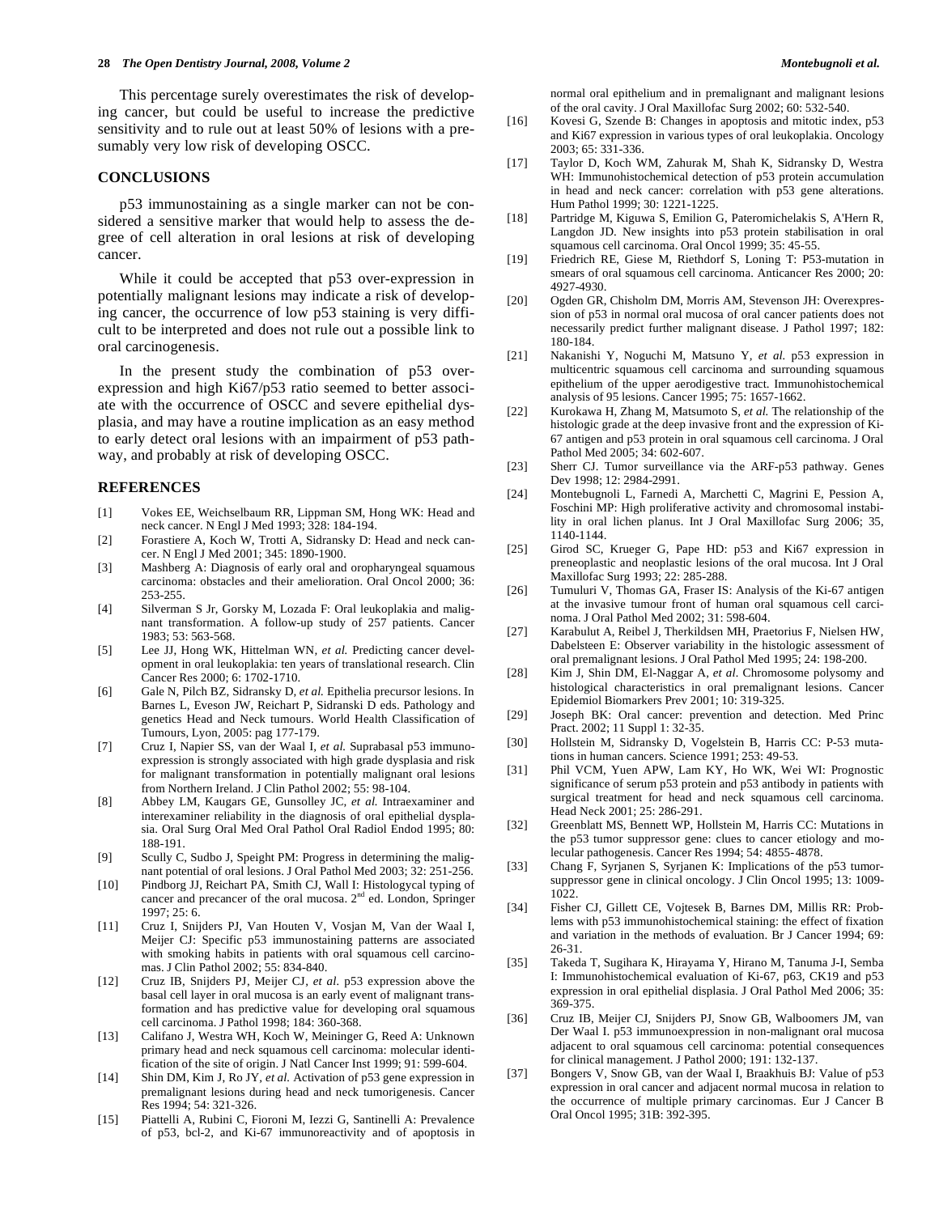This percentage surely overestimates the risk of developing cancer, but could be useful to increase the predictive sensitivity and to rule out at least 50% of lesions with a presumably very low risk of developing OSCC.

## CONCLUSIONS

p53 immunostaining as a single marker can not be considered a sensitive marker that would help to assess the degree of cell alteration in oral lesions at risk of developing cancer.

While it could be accepted that p53 over-expression in potentially malignant lesions may indicate a risk of developing cancer, the occurrence of low p53 staining is very difficult to be interpreted and does not rule out a possible link to oral carcinogenesis.

In the present study the combination of p53 over-expression and high Ki67/p53 ratio seemed to better associate with the occurrence of OSCC and severe epithelial dysplasia, and may have a routine implication as an easy method to early detect oral lesions with an impairment of p53 pathway, and probably at risk of developing OSCC.

## REFERENCES

[1] Vokes EE, Weichselbaum RR, Lippman SM, Hong WK: Head and neck cancer. N Engl J Med 1993; 328: 184-194.

[2] Forastiere A, Koch W, Trotti A, Sidransky D: Head and neck cancer. N Engl J Med 2001; 345: 1890-1900.

[3] Mashberg A: Diagnosis of early oral and oropharyngeal squamous carcinoma: obstacles and their amelioration. Oral Oncol 2000; 36: 253-255.

[4] Silverman S Jr, Gorsky M, Lozada F: Oral leukoplakia and malignant transformation. A follow-up study of 257 patients. Cancer 1983; 53: 563-568.

[5] Lee JJ, Hong WK, Hittelman WN, *et al.* Predicting cancer development in oral leukoplakia: ten years of translational research. Clin Cancer Res 2000; 6: 1702-1710.

[6] Gale N, Pilch BZ, Sidransky D, *et al.* Epithelia precursor lesions. In Barnes L, Eveson JW, Reichart P, Sidranski D eds. Pathology and genetics Head and Neck tumours. World Health Classification of Tumours, Lyon, 2005: pag 177-179.

[7] Cruz I, Napier SS, van der Waal I, *et al.* Suprabasal p53 immunoexpression is strongly associated with high grade dysplasia and risk for malignant transformation in potentially malignant oral lesions from Northern Ireland. J Clin Pathol 2002; 55: 98-104.

[8] Abbey LM, Kaugars GE, Gunsolley JC, *et al.* Intraexaminer and interexaminer reliability in the diagnosis of oral epithelial dysplasia. Oral Surg Oral Med Oral Pathol Oral Radiol Endod 1995; 80: 188-191.

[9] Scully C, Sudbo J, Speight PM: Progress in determining the malignant potential of oral lesions. J Oral Pathol Med 2003; 32: 251-256.

[10] Pindborg JJ, Reichart PA, Smith CJ, Wall I: Histologycal typing of cancer and precancer of the oral mucosa. 2nd ed. London, Springer 1997; 25: 6.

[11] Cruz I, Snijders PJ, Van Houten V, Vosjan M, Van der Waal I, Meijer CJ: Specific p53 immunostaining patterns are associated with smoking habits in patients with oral squamous cell carcinomas. J Clin Pathol 2002; 55: 834-840.

[12] Cruz IB, Snijders PJ, Meijer CJ, *et al.* p53 expression above the basal cell layer in oral mucosa is an early event of malignant transformation and has predictive value for developing oral squamous cell carcinoma. J Pathol 1998; 184: 360-368.

[13] Califano J, Westra WH, Koch W, Meininger G, Reed A: Unknown primary head and neck squamous cell carcinoma: molecular identification of the site of origin. J Natl Cancer Inst 1999; 91: 599-604.

[14] Shin DM, Kim J, Ro JY, *et al.* Activation of p53 gene expression in premalignant lesions during head and neck tumorigenesis. Cancer Res 1994; 54: 321-326.

[15] Piattelli A, Rubini C, Fioroni M, Iezzi G, Santinelli A: Prevalence of p53, bcl-2, and Ki-67 immunoreactivity and of apoptosis in normal oral epithelium and in premalignant and malignant lesions of the oral cavity. J Oral Maxillofac Surg 2002; 60: 532-540.

[16] Kovesi G, Szende B: Changes in apoptosis and mitotic index, p53 and Ki67 expression in various types of oral leukoplakia. Oncology 2003; 65: 331-336.

[17] Taylor D, Koch WM, Zahurak M, Shah K, Sidransky D, Westra WH: Immunohistochemical detection of p53 protein accumulation in head and neck cancer: correlation with p53 gene alterations. Hum Pathol 1999; 30: 1221-1225.

[18] Partridge M, Kiguwa S, Emilion G, Pateromichelakis S, A'Hern R, Langdon JD. New insights into p53 protein stabilisation in oral squamous cell carcinoma. Oral Oncol 1999; 35: 45-55.

[19] Friedrich RE, Giese M, Riethdorf S, Loning T: P53-mutation in smears of oral squamous cell carcinoma. Anticancer Res 2000; 20: 4927-4930.

[20] Ogden GR, Chisholm DM, Morris AM, Stevenson JH: Overexpression of p53 in normal oral mucosa of oral cancer patients does not necessarily predict further malignant disease. J Pathol 1997; 182: 180-184.

[21] Nakanishi Y, Noguchi M, Matsuno Y, *et al.* p53 expression in multicentric squamous cell carcinoma and surrounding squamous epithelium of the upper aerodigestive tract. Immunohistochemical analysis of 95 lesions. Cancer 1995; 75: 1657-1662.

[22] Kurokawa H, Zhang M, Matsumoto S, *et al.* The relationship of the histologic grade at the deep invasive front and the expression of Ki-67 antigen and p53 protein in oral squamous cell carcinoma. J Oral Pathol Med 2005; 34: 602-607.

[23] Sherr CJ. Tumor surveillance via the ARF-p53 pathway. Genes Dev 1998; 12: 2984-2991.

[24] Montebugnoli L, Farnedi A, Marchetti C, Magrini E, Pession A, Foschini MP: High proliferative activity and chromosomal instability in oral lichen planus. Int J Oral Maxillofac Surg 2006; 35, 1140-1144.

[25] Girod SC, Krueger G, Pape HD: p53 and Ki67 expression in preneoplastic and neoplastic lesions of the oral mucosa. Int J Oral Maxillofac Surg 1993; 22: 285-288.

[26] Tumuluri V, Thomas GA, Fraser IS: Analysis of the Ki-67 antigen at the invasive tumour front of human oral squamous cell carcinoma. J Oral Pathol Med 2002; 31: 598-604.

[27] Karabulut A, Reibel J, Therkildsen MH, Praetorius F, Nielsen HW, Dabelsteen E: Observer variability in the histologic assessment of oral premalignant lesions. J Oral Pathol Med 1995; 24: 198-200.

[28] Kim J, Shin DM, El-Naggar A, *et al.* Chromosome polysomy and histological characteristics in oral premalignant lesions. Cancer Epidemiol Biomarkers Prev 2001; 10: 319-325.

[29] Joseph BK: Oral cancer: prevention and detection. Med Princ Pract. 2002; 11 Suppl 1: 32-35.

[30] Hollstein M, Sidransky D, Vogelstein B, Harris CC: P-53 mutations in human cancers. Science 1991; 253: 49-53.

[31] Phil VCM, Yuen APW, Lam KY, Ho WK, Wei WI: Prognostic significance of serum p53 protein and p53 antibody in patients with surgical treatment for head and neck squamous cell carcinoma. Head Neck 2001; 25: 286-291.

[32] Greenblatt MS, Bennett WP, Hollstein M, Harris CC: Mutations in the p53 tumor suppressor gene: clues to cancer etiology and molecular pathogenesis. Cancer Res 1994; 54: 4855-4878.

[33] Chang F, Syrjanen S, Syrjanen K: Implications of the p53 tumor-suppressor gene in clinical oncology. J Clin Oncol 1995; 13: 1009-1022.

[34] Fisher CJ, Gillett CE, Vojtesek B, Barnes DM, Millis RR: Problems with p53 immunohistochemical staining: the effect of fixation and variation in the methods of evaluation. Br J Cancer 1994; 69: 26-31.

[35] Takeda T, Sugihara K, Hirayama Y, Hirano M, Tanuma J-I, Semba I: Immunohistochemical evaluation of Ki-67, p63, CK19 and p53 expression in oral epithelial displasia. J Oral Pathol Med 2006; 35: 369-375.

[36] Cruz IB, Meijer CJ, Snijders PJ, Snow GB, Walboomers JM, van Der Waal I. p53 immunoexpression in non-malignant oral mucosa adjacent to oral squamous cell carcinoma: potential consequences for clinical management. J Pathol 2000; 191: 132-137.

[37] Bongers V, Snow GB, van der Waal I, Braakhuis BJ: Value of p53 expression in oral cancer and adjacent normal mucosa in relation to the occurrence of multiple primary carcinomas. Eur J Cancer B Oral Oncol 1995; 31B: 392-395.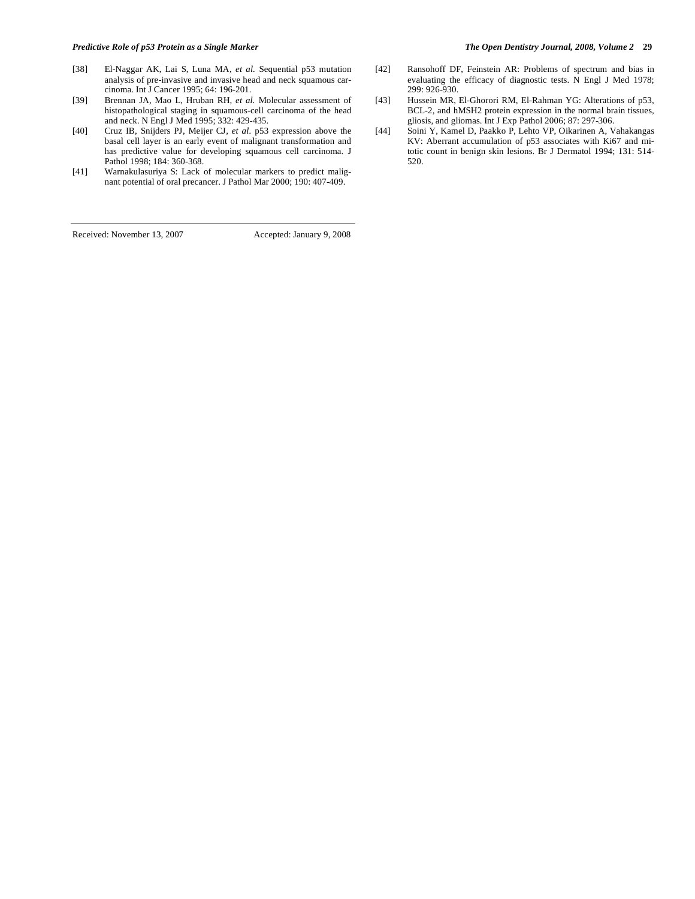[38] El-Naggar AK, Lai S, Luna MA, *et al.* Sequential p53 mutation analysis of pre-invasive and invasive head and neck squamous carcinoma. Int J Cancer 1995; 64: 196-201.

[39] Brennan JA, Mao L, Hruban RH, *et al.* Molecular assessment of histopathological staging in squamous-cell carcinoma of the head and neck. N Engl J Med 1995; 332: 429-435.

[40] Cruz IB, Snijders PJ, Meijer CJ, *et al.* p53 expression above the basal cell layer is an early event of malignant transformation and has predictive value for developing squamous cell carcinoma. J Pathol 1998; 184: 360-368.

[41] Warnakulasuriya S: Lack of molecular markers to predict malignant potential of oral precancer. J Pathol Mar 2000; 190: 407-409.

[42] Ransohoff DF, Feinstein AR: Problems of spectrum and bias in evaluating the efficacy of diagnostic tests. N Engl J Med 1978; 299: 926-930.

[43] Hussein MR, El-Ghorori RM, El-Rahman YG: Alterations of p53, BCL-2, and hMSH2 protein expression in the normal brain tissues, gliosis, and gliomas. Int J Exp Pathol 2006; 87: 297-306.

[44] Soini Y, Kamel D, Paakko P, Lehto VP, Oikarinen A, Vahakangas KV: Aberrant accumulation of p53 associates with Ki67 and mitotic count in benign skin lesions. Br J Dermatol 1994; 131: 514-520.

Received: November 13, 2007 Accepted: January 9, 2008